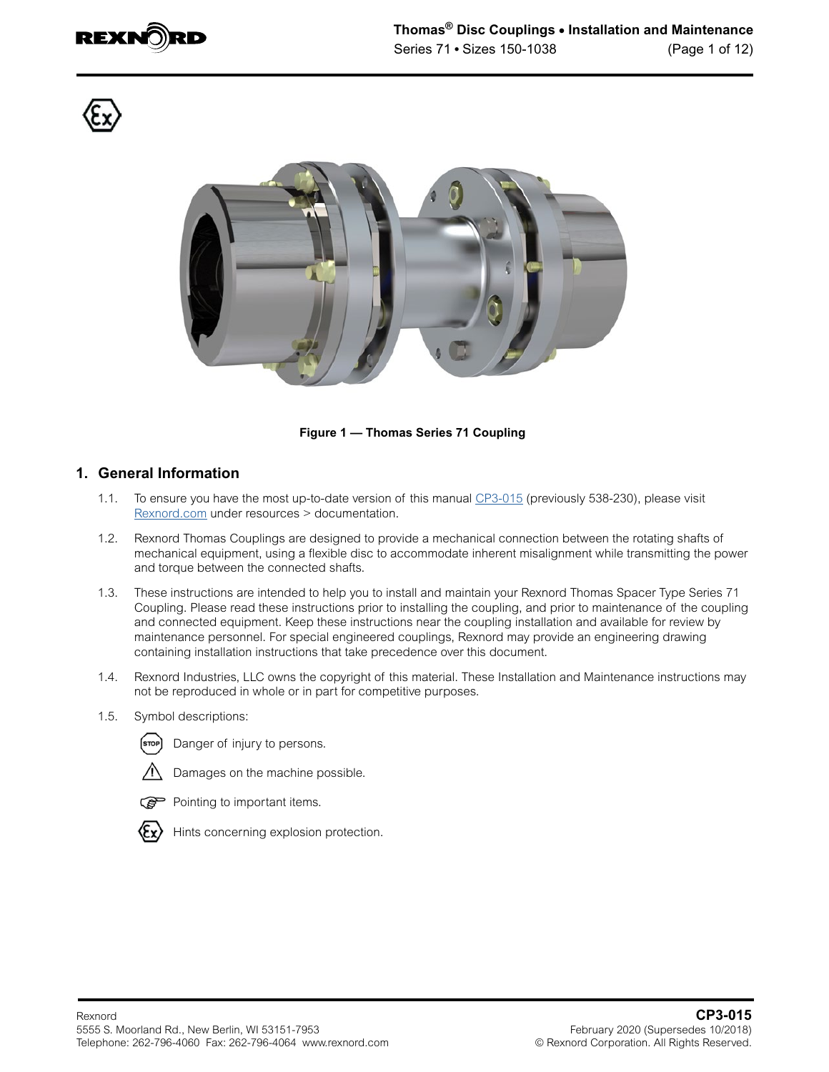Figure 1 — Thomas Series 71 Coupling

## 1. General Information

1.1. To ensure you have the most up-to-date version of this manual CP3-015 (previously 538-230), please visit Rexnord.com under resources > documentation.

1.2. Rexnord Thomas Couplings are designed to provide a mechanical connection between the rotating shafts of mechanical equipment, using a flexible disc to accommodate inherent misalignment while transmitting the power and torque between the connected shafts.

1.3. These instructions are intended to help you to install and maintain your Rexnord Thomas Spacer Type Series 71 Coupling. Please read these instructions prior to installing the coupling, and prior to maintenance of the coupling and connected equipment. Keep these instructions near the coupling installation and available for review by maintenance personnel. For special engineered couplings, Rexnord may provide an engineering drawing containing installation instructions that take precedence over this document.

1.4. Rexnord Industries, LLC owns the copyright of this material. These Installation and Maintenance instructions may not be reproduced in whole or in part for competitive purposes.

1.5. Symbol descriptions:

- STOP: Danger of injury to persons.
- ⚠: Damages on the machine possible.
- ☞: Pointing to important items.
- Ex: Hints concerning explosion protection.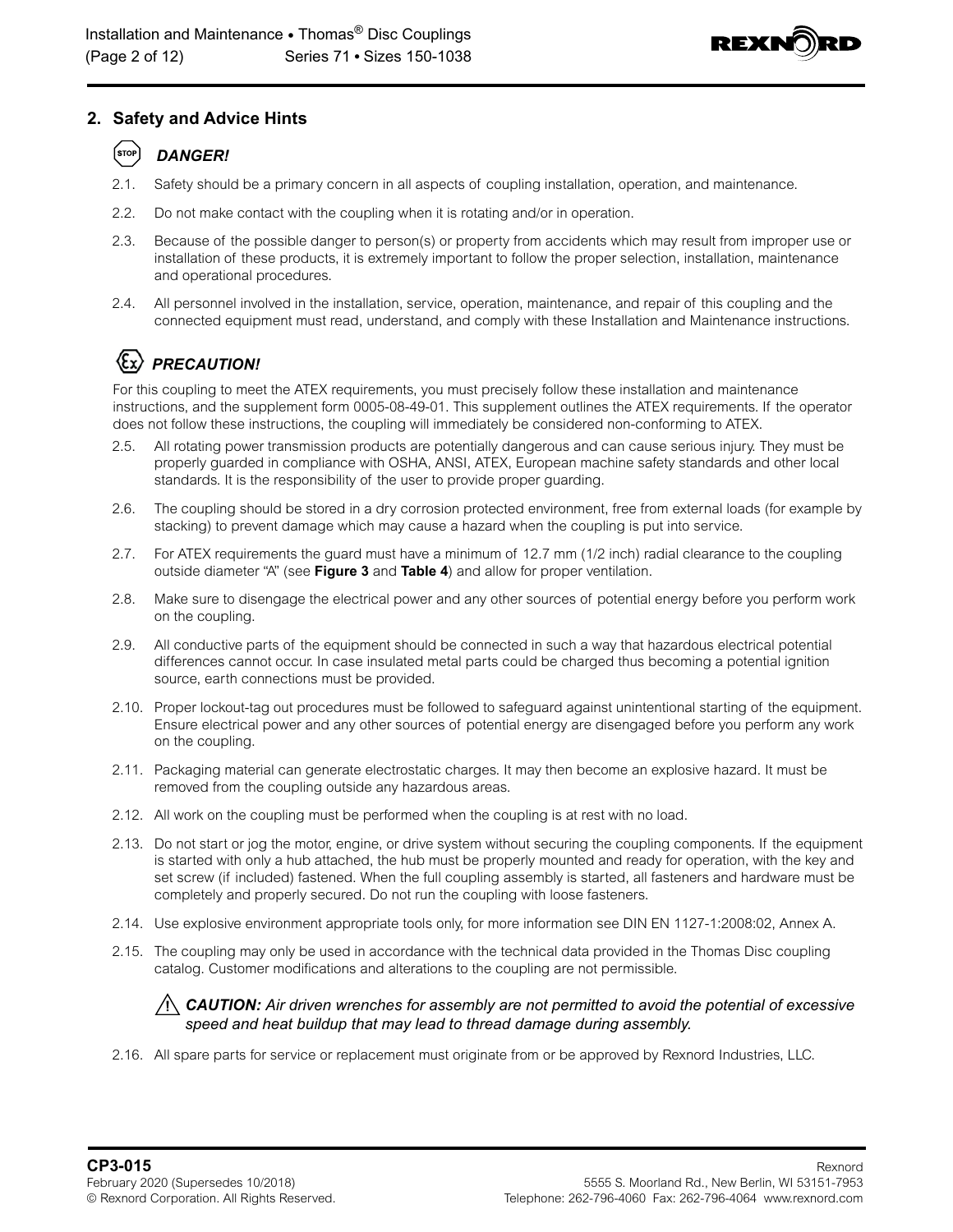## 2. Safety and Advice Hints

***DANGER!***

2.1. Safety should be a primary concern in all aspects of coupling installation, operation, and maintenance.

2.2. Do not make contact with the coupling when it is rotating and/or in operation.

2.3. Because of the possible danger to person(s) or property from accidents which may result from improper use or installation of these products, it is extremely important to follow the proper selection, installation, maintenance and operational procedures.

2.4. All personnel involved in the installation, service, operation, maintenance, and repair of this coupling and the connected equipment must read, understand, and comply with these Installation and Maintenance instructions.

***PRECAUTION!***

For this coupling to meet the ATEX requirements, you must precisely follow these installation and maintenance instructions, and the supplement form 0005-08-49-01. This supplement outlines the ATEX requirements. If the operator does not follow these instructions, the coupling will immediately be considered non-conforming to ATEX.

2.5. All rotating power transmission products are potentially dangerous and can cause serious injury. They must be properly guarded in compliance with OSHA, ANSI, ATEX, European machine safety standards and other local standards. It is the responsibility of the user to provide proper guarding.

2.6. The coupling should be stored in a dry corrosion protected environment, free from external loads (for example by stacking) to prevent damage which may cause a hazard when the coupling is put into service.

2.7. For ATEX requirements the guard must have a minimum of 12.7 mm (1/2 inch) radial clearance to the coupling outside diameter "A" (see **Figure 3** and **Table 4**) and allow for proper ventilation.

2.8. Make sure to disengage the electrical power and any other sources of potential energy before you perform work on the coupling.

2.9. All conductive parts of the equipment should be connected in such a way that hazardous electrical potential differences cannot occur. In case insulated metal parts could be charged thus becoming a potential ignition source, earth connections must be provided.

2.10. Proper lockout-tag out procedures must be followed to safeguard against unintentional starting of the equipment. Ensure electrical power and any other sources of potential energy are disengaged before you perform any work on the coupling.

2.11. Packaging material can generate electrostatic charges. It may then become an explosive hazard. It must be removed from the coupling outside any hazardous areas.

2.12. All work on the coupling must be performed when the coupling is at rest with no load.

2.13. Do not start or jog the motor, engine, or drive system without securing the coupling components. If the equipment is started with only a hub attached, the hub must be properly mounted and ready for operation, with the key and set screw (if included) fastened. When the full coupling assembly is started, all fasteners and hardware must be completely and properly secured. Do not run the coupling with loose fasteners.

2.14. Use explosive environment appropriate tools only, for more information see DIN EN 1127-1:2008:02, Annex A.

2.15. The coupling may only be used in accordance with the technical data provided in the Thomas Disc coupling catalog. Customer modifications and alterations to the coupling are not permissible.

> ***CAUTION:*** *Air driven wrenches for assembly are not permitted to avoid the potential of excessive speed and heat buildup that may lead to thread damage during assembly.*

2.16. All spare parts for service or replacement must originate from or be approved by Rexnord Industries, LLC.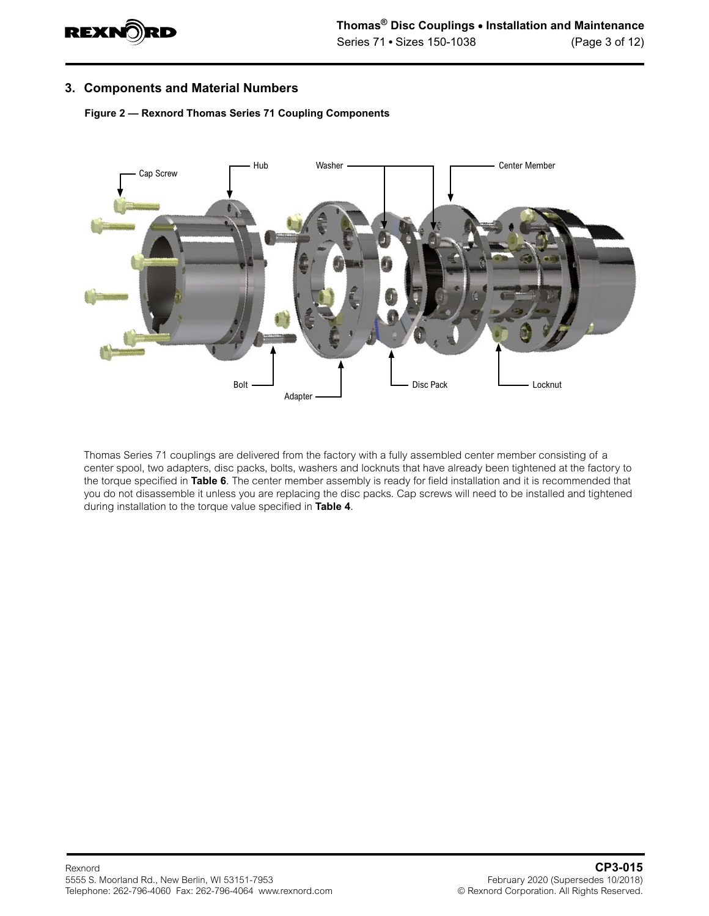## 3. Components and Material Numbers

**Figure 2 — Rexnord Thomas Series 71 Coupling Components**

Thomas Series 71 couplings are delivered from the factory with a fully assembled center member consisting of a center spool, two adapters, disc packs, bolts, washers and locknuts that have already been tightened at the factory to the torque specified in **Table 6**. The center member assembly is ready for field installation and it is recommended that you do not disassemble it unless you are replacing the disc packs. Cap screws will need to be installed and tightened during installation to the torque value specified in **Table 4**.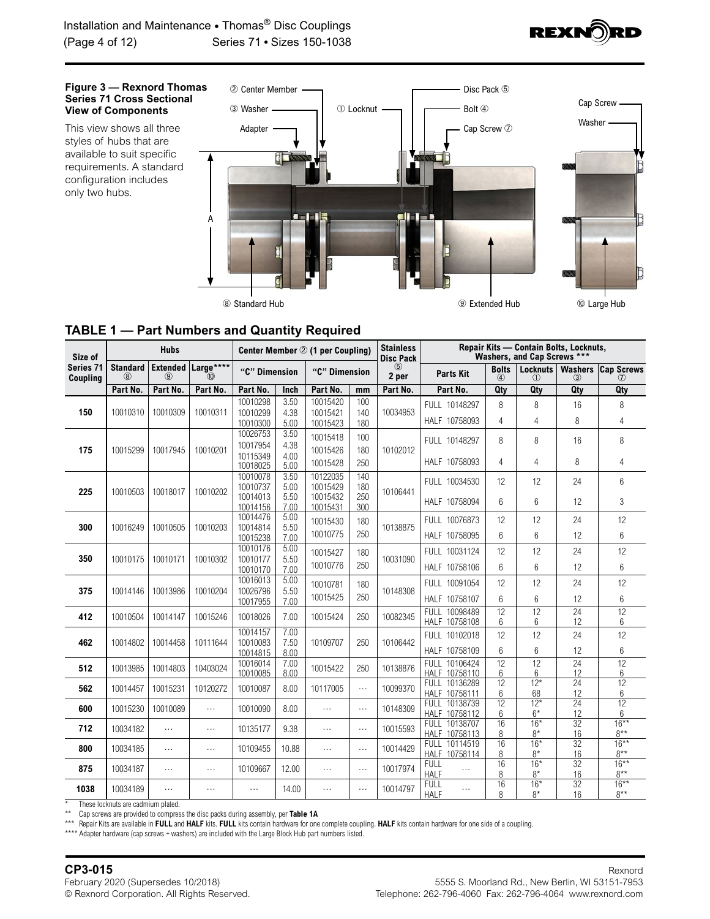**Figure 3 — Rexnord Thomas Series 71 Cross Sectional View of Components**

This view shows all three styles of hubs that are available to suit specific requirements. A standard configuration includes only two hubs.

② Center Member ③ Washer Adapter ① Locknut Disc Pack ⑤ Bolt ④ Cap Screw ⑦ Cap Screw Washer A ⑧ Standard Hub ⑨ Extended Hub ⑩ Large Hub

## TABLE 1 — Part Numbers and Quantity Required

| Size of Series 71 Coupling | Hubs | | | Center Member ② (1 per Coupling) | | | | Stainless Disc Pack ⑤ 2 per | Repair Kits — Contain Bolts, Locknuts, Washers, and Cap Screws *** | | | | |
|---|---|---|---|---|---|---|---|---|---|---|---|---|---|
| | Standard ⑧ | Extended ⑨ | Large**** ⑩ | "C" Dimension | | "C" Dimension | | | Parts Kit | Bolts ④ | Locknuts ① | Washers ③ | Cap Screws ⑦ |
| | Part No. | Part No. | Part No. | Part No. | Inch | Part No. | mm | Part No. | Part No. | Qty | Qty | Qty | Qty |
| 150 | 10010310 | 10010309 | 10010311 | 10010298<br>10010299<br>10010300 | 3.50<br>4.38<br>5.00 | 10015420<br>10015421<br>10015423 | 100<br>140<br>180 | 10034953 | FULL 10148297<br>HALF 10758093 | 8<br>4 | 8<br>4 | 16<br>8 | 8<br>4 |
| 175 | 10015299 | 10017945 | 10010201 | 10026753<br>10017954<br>10115349<br>10018025 | 3.50<br>4.38<br>4.00<br>5.00 | 10015418<br>10015426<br>10015428 | 100<br>180<br>250 | 10102012 | FULL 10148297<br>HALF 10758093 | 8<br>4 | 8<br>4 | 16<br>8 | 8<br>4 |
| 225 | 10010503 | 10018017 | 10010202 | 10010078<br>10010737<br>10014013<br>10014156 | 3.50<br>5.00<br>5.50<br>7.00 | 10122035<br>10015429<br>10015432<br>10015431 | 140<br>180<br>250<br>300 | 10106441 | FULL 10034530<br>HALF 10758094 | 12<br>6 | 12<br>6 | 24<br>12 | 6<br>3 |
| 300 | 10016249 | 10010505 | 10010203 | 10014476<br>10014814<br>10015238 | 5.00<br>5.50<br>7.00 | 10015430<br>10010775 | 180<br>250 | 10138875 | FULL 10076873<br>HALF 10758095 | 12<br>6 | 12<br>6 | 24<br>12 | 12<br>6 |
| 350 | 10010175 | 10010171 | 10010302 | 10010176<br>10010177<br>10010170 | 5.00<br>5.50<br>7.00 | 10015427<br>10010776 | 180<br>250 | 10031090 | FULL 10031124<br>HALF 10758106 | 12<br>6 | 12<br>6 | 24<br>12 | 12<br>6 |
| 375 | 10014146 | 10013986 | 10010204 | 10016013<br>10026796<br>10017955 | 5.00<br>5.50<br>7.00 | 10010781<br>10015425 | 180<br>250 | 10148308 | FULL 10091054<br>HALF 10758107 | 12<br>6 | 12<br>6 | 24<br>12 | 12<br>6 |
| 412 | 10010504 | 10014147 | 10015246 | 10018026 | 7.00 | 10015424 | 250 | 10082345 | FULL 10098489<br>HALF 10758108 | 12<br>6 | 12<br>6 | 24<br>12 | 12<br>6 |
| 462 | 10014802 | 10014458 | 10111644 | 10014157<br>10010083<br>10014815 | 7.00<br>7.50<br>8.00 | 10109707 | 250 | 10106442 | FULL 10102018<br>HALF 10758109 | 12<br>6 | 12<br>6 | 24<br>12 | 12<br>6 |
| 512 | 10013985 | 10014803 | 10403024 | 10016014<br>10010085 | 7.00<br>8.00 | 10015422 | 250 | 10138876 | FULL 10106424<br>HALF 10758110 | 12<br>6 | 12<br>6 | 24<br>12 | 12<br>6 |
| 562 | 10014457 | 10015231 | 10120272 | 10010087 | 8.00 | 10117005 | … | 10099370 | FULL 10136289<br>HALF 10758111 | 12<br>6 | 12*<br>68 | 24<br>12 | 12<br>6 |
| 600 | 10015230 | 10010089 | … | 10010090 | 8.00 | … | … | 10148309 | FULL 10138739<br>HALF 10758112 | 12<br>6 | 12*<br>6* | 24<br>12 | 12<br>6 |
| 712 | 10034182 | … | … | 10135177 | 9.38 | … | … | 10015593 | FULL 10138707<br>HALF 10758113 | 16<br>8 | 16*<br>8* | 32<br>16 | 16**<br>8** |
| 800 | 10034185 | … | … | 10109455 | 10.88 | … | … | 10014429 | FULL 10114519<br>HALF 10758114 | 16<br>8 | 16*<br>8* | 32<br>16 | 16**<br>8** |
| 875 | 10034187 | … | … | 10109667 | 12.00 | … | … | 10017974 | FULL …<br>HALF | 16<br>8 | 16*<br>8* | 32<br>16 | 16**<br>8** |
| 1038 | 10034189 | … | … | … | 14.00 | … | … | 10014797 | FULL …<br>HALF | 16<br>8 | 16*<br>8* | 32<br>16 | 16**<br>8** |

\* These locknuts are cadmium plated.

\*\* Cap screws are provided to compress the disc packs during assembly, per **Table 1A**

\*\*\* Repair Kits are available in **FULL** and **HALF** kits. **FULL** kits contain hardware for one complete coupling. **HALF** kits contain hardware for one side of a coupling.

\*\*\*\* Adapter hardware (cap screws + washers) are included with the Large Block Hub part numbers listed.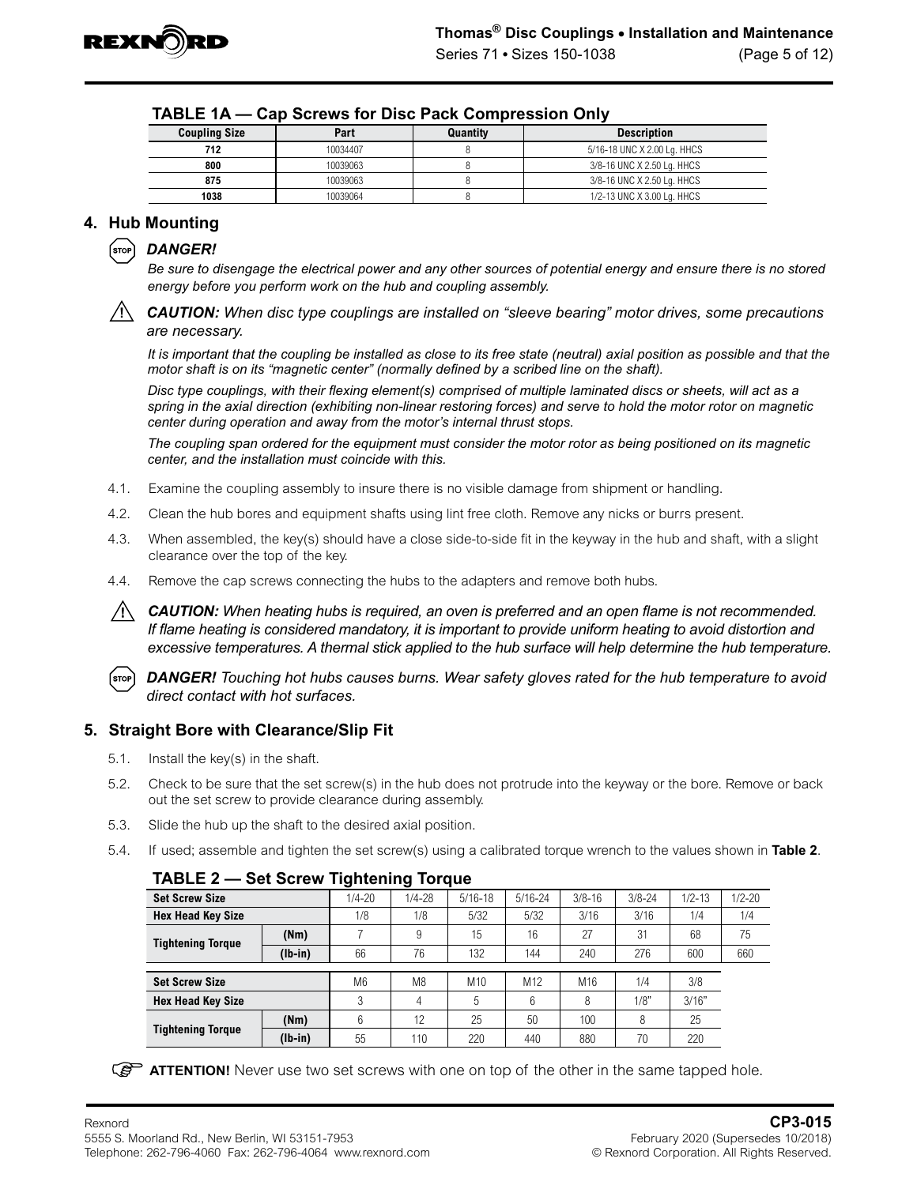## TABLE 1A — Cap Screws for Disc Pack Compression Only

| Coupling Size | Part | Quantity | Description |
|---|---|---|---|
| 712 | 10034407 | 8 | 5/16-18 UNC X 2.00 Lg. HHCS |
| 800 | 10039063 | 8 | 3/8-16 UNC X 2.50 Lg. HHCS |
| 875 | 10039063 | 8 | 3/8-16 UNC X 2.50 Lg. HHCS |
| 1038 | 10039064 | 8 | 1/2-13 UNC X 3.00 Lg. HHCS |

## 4. Hub Mounting

***DANGER!***

*Be sure to disengage the electrical power and any other sources of potential energy and ensure there is no stored energy before you perform work on the hub and coupling assembly.*

***CAUTION:*** *When disc type couplings are installed on "sleeve bearing" motor drives, some precautions are necessary.*

*It is important that the coupling be installed as close to its free state (neutral) axial position as possible and that the motor shaft is on its "magnetic center" (normally defined by a scribed line on the shaft).*

*Disc type couplings, with their flexing element(s) comprised of multiple laminated discs or sheets, will act as a spring in the axial direction (exhibiting non-linear restoring forces) and serve to hold the motor rotor on magnetic center during operation and away from the motor's internal thrust stops.*

*The coupling span ordered for the equipment must consider the motor rotor as being positioned on its magnetic center, and the installation must coincide with this.*

4.1. Examine the coupling assembly to insure there is no visible damage from shipment or handling.

4.2. Clean the hub bores and equipment shafts using lint free cloth. Remove any nicks or burrs present.

4.3. When assembled, the key(s) should have a close side-to-side fit in the keyway in the hub and shaft, with a slight clearance over the top of the key.

4.4. Remove the cap screws connecting the hubs to the adapters and remove both hubs.

***CAUTION:*** *When heating hubs is required, an oven is preferred and an open flame is not recommended. If flame heating is considered mandatory, it is important to provide uniform heating to avoid distortion and excessive temperatures. A thermal stick applied to the hub surface will help determine the hub temperature.*

***DANGER!*** *Touching hot hubs causes burns. Wear safety gloves rated for the hub temperature to avoid direct contact with hot surfaces.*

## 5. Straight Bore with Clearance/Slip Fit

5.1. Install the key(s) in the shaft.

5.2. Check to be sure that the set screw(s) in the hub does not protrude into the keyway or the bore. Remove or back out the set screw to provide clearance during assembly.

5.3. Slide the hub up the shaft to the desired axial position.

5.4. If used; assemble and tighten the set screw(s) using a calibrated torque wrench to the values shown in **Table 2**.

## TABLE 2 — Set Screw Tightening Torque

| Set Screw Size | | 1/4-20 | 1/4-28 | 5/16-18 | 5/16-24 | 3/8-16 | 3/8-24 | 1/2-13 | 1/2-20 |
|---|---|---|---|---|---|---|---|---|---|
| Hex Head Key Size | | 1/8 | 1/8 | 5/32 | 5/32 | 3/16 | 3/16 | 1/4 | 1/4 |
| Tightening Torque | (Nm) | 7 | 9 | 15 | 16 | 27 | 31 | 68 | 75 |
| | (lb-in) | 66 | 76 | 132 | 144 | 240 | 276 | 600 | 660 |

| Set Screw Size | | M6 | M8 | M10 | M12 | M16 | 1/4 | 3/8 |
|---|---|---|---|---|---|---|---|---|
| Hex Head Key Size | | 3 | 4 | 5 | 6 | 8 | 1/8" | 3/16" |
| Tightening Torque | (Nm) | 6 | 12 | 25 | 50 | 100 | 8 | 25 |
| | (lb-in) | 55 | 110 | 220 | 440 | 880 | 70 | 220 |

**ATTENTION!** Never use two set screws with one on top of the other in the same tapped hole.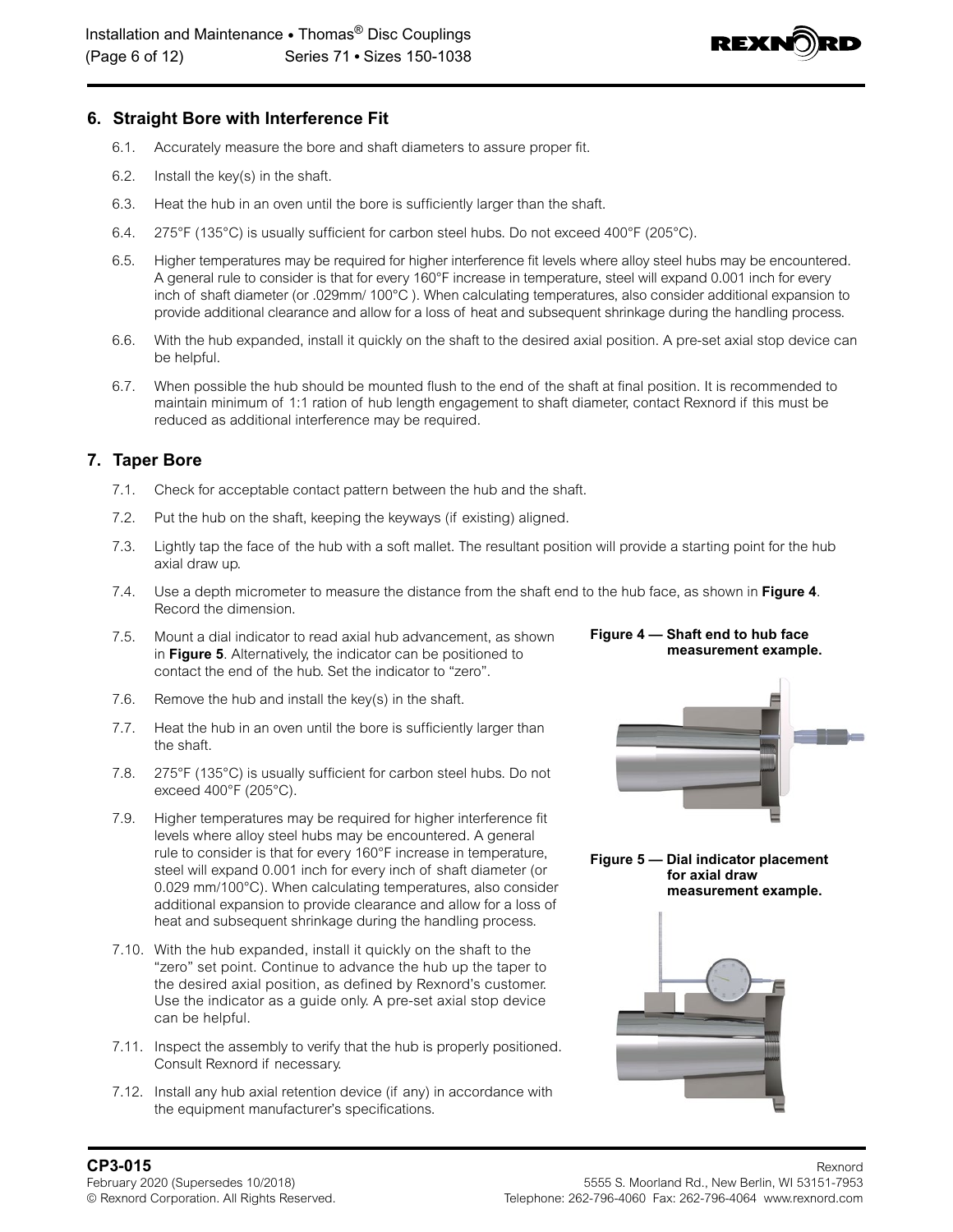## 6. Straight Bore with Interference Fit

6.1. Accurately measure the bore and shaft diameters to assure proper fit.

6.2. Install the key(s) in the shaft.

6.3. Heat the hub in an oven until the bore is sufficiently larger than the shaft.

6.4. 275°F (135°C) is usually sufficient for carbon steel hubs. Do not exceed 400°F (205°C).

6.5. Higher temperatures may be required for higher interference fit levels where alloy steel hubs may be encountered. A general rule to consider is that for every 160°F increase in temperature, steel will expand 0.001 inch for every inch of shaft diameter (or .029mm/ 100°C ). When calculating temperatures, also consider additional expansion to provide additional clearance and allow for a loss of heat and subsequent shrinkage during the handling process.

6.6. With the hub expanded, install it quickly on the shaft to the desired axial position. A pre-set axial stop device can be helpful.

6.7. When possible the hub should be mounted flush to the end of the shaft at final position. It is recommended to maintain minimum of 1:1 ration of hub length engagement to shaft diameter, contact Rexnord if this must be reduced as additional interference may be required.

## 7. Taper Bore

7.1. Check for acceptable contact pattern between the hub and the shaft.

7.2. Put the hub on the shaft, keeping the keyways (if existing) aligned.

7.3. Lightly tap the face of the hub with a soft mallet. The resultant position will provide a starting point for the hub axial draw up.

7.4. Use a depth micrometer to measure the distance from the shaft end to the hub face, as shown in **Figure 4**. Record the dimension.

7.5. Mount a dial indicator to read axial hub advancement, as shown in **Figure 5**. Alternatively, the indicator can be positioned to contact the end of the hub. Set the indicator to "zero".

7.6. Remove the hub and install the key(s) in the shaft.

7.7. Heat the hub in an oven until the bore is sufficiently larger than the shaft.

7.8. 275°F (135°C) is usually sufficient for carbon steel hubs. Do not exceed 400°F (205°C).

7.9. Higher temperatures may be required for higher interference fit levels where alloy steel hubs may be encountered. A general rule to consider is that for every 160°F increase in temperature, steel will expand 0.001 inch for every inch of shaft diameter (or 0.029 mm/100°C). When calculating temperatures, also consider additional expansion to provide clearance and allow for a loss of heat and subsequent shrinkage during the handling process.

7.10. With the hub expanded, install it quickly on the shaft to the "zero" set point. Continue to advance the hub up the taper to the desired axial position, as defined by Rexnord's customer. Use the indicator as a guide only. A pre-set axial stop device can be helpful.

7.11. Inspect the assembly to verify that the hub is properly positioned. Consult Rexnord if necessary.

7.12. Install any hub axial retention device (if any) in accordance with the equipment manufacturer's specifications.

**Figure 4 — Shaft end to hub face measurement example.**

**Figure 5 — Dial indicator placement for axial draw measurement example.**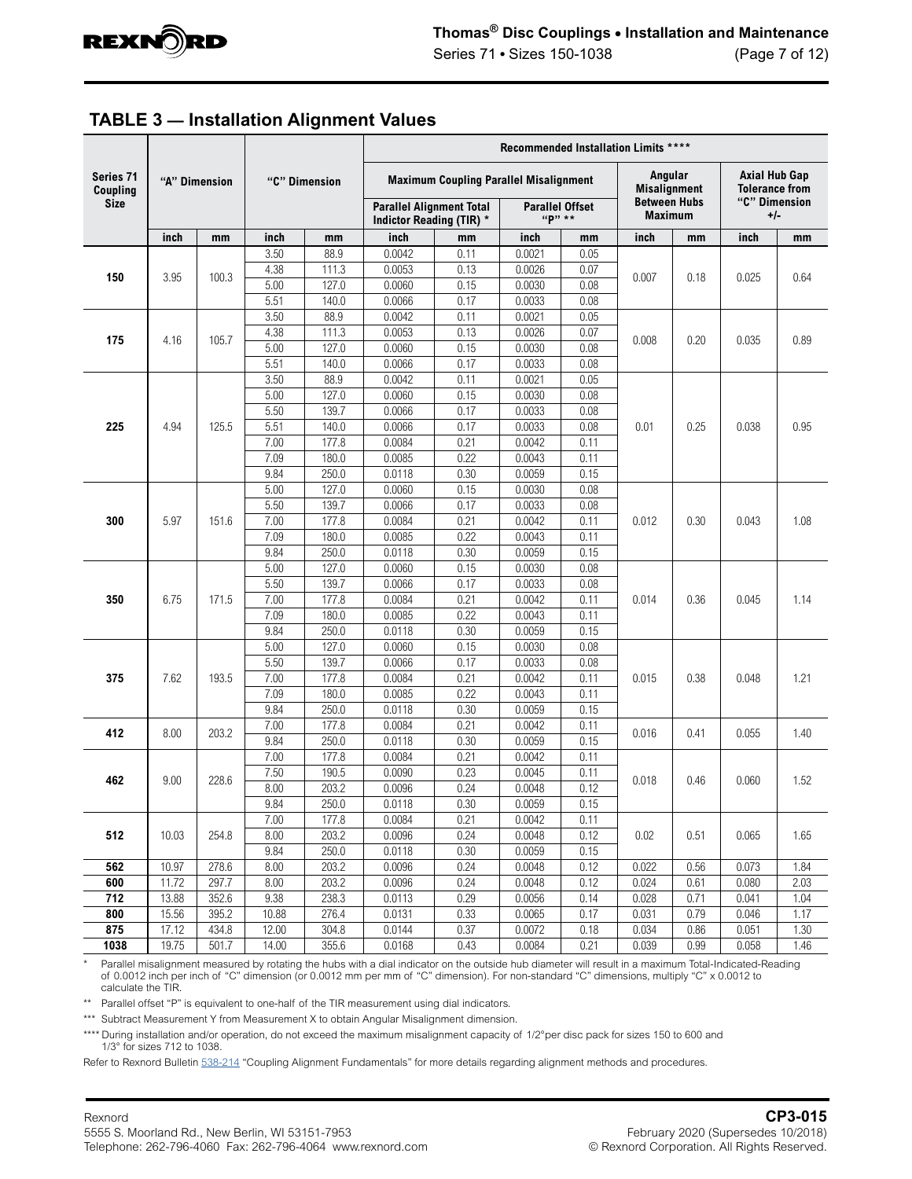## TABLE 3 — Installation Alignment Values

| Series 71 Coupling Size | "A" Dimension | | "C" Dimension | | Recommended Installation Limits **** | | | | | | | |
|---|---|---|---|---|---|---|---|---|---|---|---|---|
| | | | | | Maximum Coupling Parallel Misalignment | | | | Angular Misalignment Between Hubs Maximum | | Axial Hub Gap Tolerance from "C" Dimension +/- | |
| | | | | | Parallel Alignment Total Indictor Reading (TIR) * | | Parallel Offset "P" ** | | | | | |
| | inch | mm | inch | mm | inch | mm | inch | mm | inch | mm | inch | mm |
| 150 | 3.95 | 100.3 | 3.50 | 88.9 | 0.0042 | 0.11 | 0.0021 | 0.05 | 0.007 | 0.18 | 0.025 | 0.64 |
| | | | 4.38 | 111.3 | 0.0053 | 0.13 | 0.0026 | 0.07 | | | | |
| | | | 5.00 | 127.0 | 0.0060 | 0.15 | 0.0030 | 0.08 | | | | |
| | | | 5.51 | 140.0 | 0.0066 | 0.17 | 0.0033 | 0.08 | | | | |
| 175 | 4.16 | 105.7 | 3.50 | 88.9 | 0.0042 | 0.11 | 0.0021 | 0.05 | 0.008 | 0.20 | 0.035 | 0.89 |
| | | | 4.38 | 111.3 | 0.0053 | 0.13 | 0.0026 | 0.07 | | | | |
| | | | 5.00 | 127.0 | 0.0060 | 0.15 | 0.0030 | 0.08 | | | | |
| | | | 5.51 | 140.0 | 0.0066 | 0.17 | 0.0033 | 0.08 | | | | |
| 225 | 4.94 | 125.5 | 3.50 | 88.9 | 0.0042 | 0.11 | 0.0021 | 0.05 | 0.01 | 0.25 | 0.038 | 0.95 |
| | | | 5.00 | 127.0 | 0.0060 | 0.15 | 0.0030 | 0.08 | | | | |
| | | | 5.50 | 139.7 | 0.0066 | 0.17 | 0.0033 | 0.08 | | | | |
| | | | 5.51 | 140.0 | 0.0066 | 0.17 | 0.0033 | 0.08 | | | | |
| | | | 7.00 | 177.8 | 0.0084 | 0.21 | 0.0042 | 0.11 | | | | |
| | | | 7.09 | 180.0 | 0.0085 | 0.22 | 0.0043 | 0.11 | | | | |
| | | | 9.84 | 250.0 | 0.0118 | 0.30 | 0.0059 | 0.15 | | | | |
| 300 | 5.97 | 151.6 | 5.00 | 127.0 | 0.0060 | 0.15 | 0.0030 | 0.08 | 0.012 | 0.30 | 0.043 | 1.08 |
| | | | 5.50 | 139.7 | 0.0066 | 0.17 | 0.0033 | 0.08 | | | | |
| | | | 7.00 | 177.8 | 0.0084 | 0.21 | 0.0042 | 0.11 | | | | |
| | | | 7.09 | 180.0 | 0.0085 | 0.22 | 0.0043 | 0.11 | | | | |
| | | | 9.84 | 250.0 | 0.0118 | 0.30 | 0.0059 | 0.15 | | | | |
| 350 | 6.75 | 171.5 | 5.00 | 127.0 | 0.0060 | 0.15 | 0.0030 | 0.08 | 0.014 | 0.36 | 0.045 | 1.14 |
| | | | 5.50 | 139.7 | 0.0066 | 0.17 | 0.0033 | 0.08 | | | | |
| | | | 7.00 | 177.8 | 0.0084 | 0.21 | 0.0042 | 0.11 | | | | |
| | | | 7.09 | 180.0 | 0.0085 | 0.22 | 0.0043 | 0.11 | | | | |
| | | | 9.84 | 250.0 | 0.0118 | 0.30 | 0.0059 | 0.15 | | | | |
| 375 | 7.62 | 193.5 | 5.00 | 127.0 | 0.0060 | 0.15 | 0.0030 | 0.08 | 0.015 | 0.38 | 0.048 | 1.21 |
| | | | 5.50 | 139.7 | 0.0066 | 0.17 | 0.0033 | 0.08 | | | | |
| | | | 7.00 | 177.8 | 0.0084 | 0.21 | 0.0042 | 0.11 | | | | |
| | | | 7.09 | 180.0 | 0.0085 | 0.22 | 0.0043 | 0.11 | | | | |
| | | | 9.84 | 250.0 | 0.0118 | 0.30 | 0.0059 | 0.15 | | | | |
| 412 | 8.00 | 203.2 | 7.00 | 177.8 | 0.0084 | 0.21 | 0.0042 | 0.11 | 0.016 | 0.41 | 0.055 | 1.40 |
| | | | 9.84 | 250.0 | 0.0118 | 0.30 | 0.0059 | 0.15 | | | | |
| 462 | 9.00 | 228.6 | 7.00 | 177.8 | 0.0084 | 0.21 | 0.0042 | 0.11 | 0.018 | 0.46 | 0.060 | 1.52 |
| | | | 7.50 | 190.5 | 0.0090 | 0.23 | 0.0045 | 0.11 | | | | |
| | | | 8.00 | 203.2 | 0.0096 | 0.24 | 0.0048 | 0.12 | | | | |
| | | | 9.84 | 250.0 | 0.0118 | 0.30 | 0.0059 | 0.15 | | | | |
| 512 | 10.03 | 254.8 | 7.00 | 177.8 | 0.0084 | 0.21 | 0.0042 | 0.11 | 0.02 | 0.51 | 0.065 | 1.65 |
| | | | 8.00 | 203.2 | 0.0096 | 0.24 | 0.0048 | 0.12 | | | | |
| | | | 9.84 | 250.0 | 0.0118 | 0.30 | 0.0059 | 0.15 | | | | |
| 562 | 10.97 | 278.6 | 8.00 | 203.2 | 0.0096 | 0.24 | 0.0048 | 0.12 | 0.022 | 0.56 | 0.073 | 1.84 |
| 600 | 11.72 | 297.7 | 8.00 | 203.2 | 0.0096 | 0.24 | 0.0048 | 0.12 | 0.024 | 0.61 | 0.080 | 2.03 |
| 712 | 13.88 | 352.6 | 9.38 | 238.3 | 0.0113 | 0.29 | 0.0056 | 0.14 | 0.028 | 0.71 | 0.041 | 1.04 |
| 800 | 15.56 | 395.2 | 10.88 | 276.4 | 0.0131 | 0.33 | 0.0065 | 0.17 | 0.031 | 0.79 | 0.046 | 1.17 |
| 875 | 17.12 | 434.8 | 12.00 | 304.8 | 0.0144 | 0.37 | 0.0072 | 0.18 | 0.034 | 0.86 | 0.051 | 1.30 |
| 1038 | 19.75 | 501.7 | 14.00 | 355.6 | 0.0168 | 0.43 | 0.0084 | 0.21 | 0.039 | 0.99 | 0.058 | 1.46 |

\* Parallel misalignment measured by rotating the hubs with a dial indicator on the outside hub diameter will result in a maximum Total-Indicated-Reading of 0.0012 inch per inch of "C" dimension (or 0.0012 mm per mm of "C" dimension). For non-standard "C" dimensions, multiply "C" x 0.0012 to calculate the TIR.

\*\* Parallel offset "P" is equivalent to one-half of the TIR measurement using dial indicators.

\*\*\* Subtract Measurement Y from Measurement X to obtain Angular Misalignment dimension.

\*\*\*\* During installation and/or operation, do not exceed the maximum misalignment capacity of 1/2° per disc pack for sizes 150 to 600 and 1/3° for sizes 712 to 1038.

Refer to Rexnord Bulletin 538-214 "Coupling Alignment Fundamentals" for more details regarding alignment methods and procedures.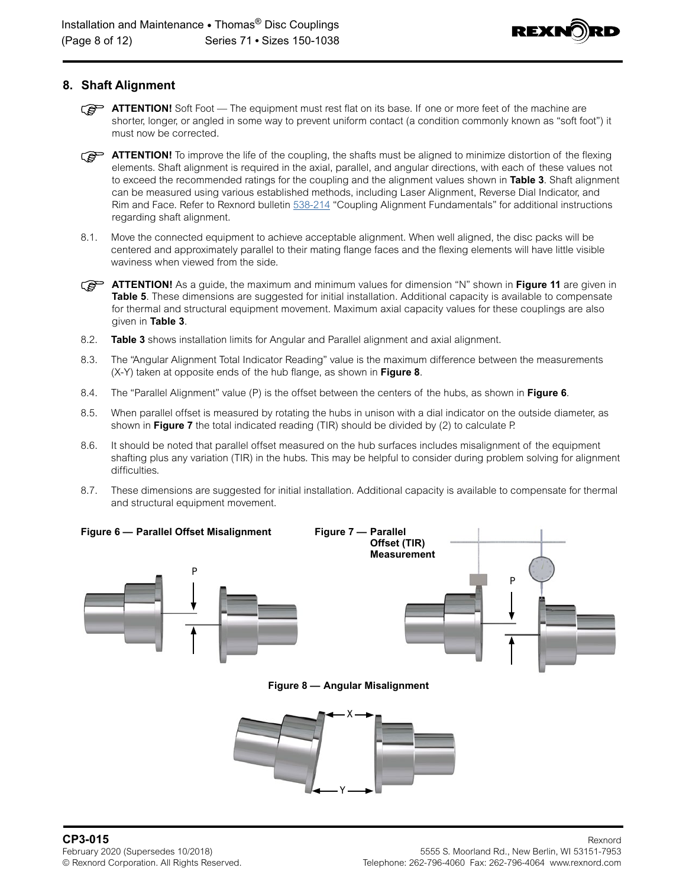## 8. Shaft Alignment

**ATTENTION!** Soft Foot — The equipment must rest flat on its base. If one or more feet of the machine are shorter, longer, or angled in some way to prevent uniform contact (a condition commonly known as "soft foot") it must now be corrected.

**ATTENTION!** To improve the life of the coupling, the shafts must be aligned to minimize distortion of the flexing elements. Shaft alignment is required in the axial, parallel, and angular directions, with each of these values not to exceed the recommended ratings for the coupling and the alignment values shown in **Table 3**. Shaft alignment can be measured using various established methods, including Laser Alignment, Reverse Dial Indicator, and Rim and Face. Refer to Rexnord bulletin 538-214 "Coupling Alignment Fundamentals" for additional instructions regarding shaft alignment.

8.1. Move the connected equipment to achieve acceptable alignment. When well aligned, the disc packs will be centered and approximately parallel to their mating flange faces and the flexing elements will have little visible waviness when viewed from the side.

**ATTENTION!** As a guide, the maximum and minimum values for dimension "N" shown in **Figure 11** are given in **Table 5**. These dimensions are suggested for initial installation. Additional capacity is available to compensate for thermal and structural equipment movement. Maximum axial capacity values for these couplings are also given in **Table 3**.

8.2. **Table 3** shows installation limits for Angular and Parallel alignment and axial alignment.

8.3. The "Angular Alignment Total Indicator Reading" value is the maximum difference between the measurements (X-Y) taken at opposite ends of the hub flange, as shown in **Figure 8**.

8.4. The "Parallel Alignment" value (P) is the offset between the centers of the hubs, as shown in **Figure 6**.

8.5. When parallel offset is measured by rotating the hubs in unison with a dial indicator on the outside diameter, as shown in **Figure 7** the total indicated reading (TIR) should be divided by (2) to calculate P.

8.6. It should be noted that parallel offset measured on the hub surfaces includes misalignment of the equipment shafting plus any variation (TIR) in the hubs. This may be helpful to consider during problem solving for alignment difficulties.

8.7. These dimensions are suggested for initial installation. Additional capacity is available to compensate for thermal and structural equipment movement.

**Figure 6 — Parallel Offset Misalignment**

**Figure 7 — Parallel Offset (TIR) Measurement**

**Figure 8 — Angular Misalignment**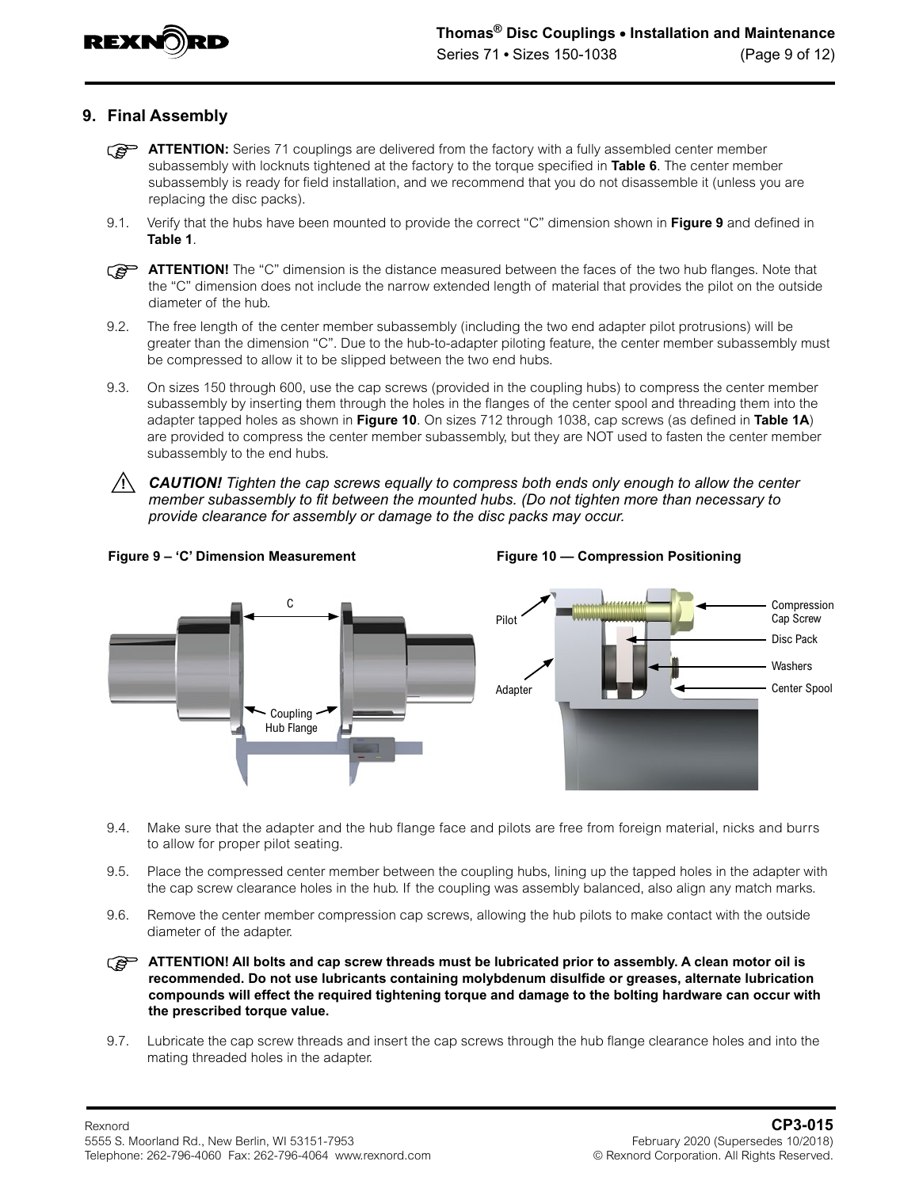## 9. Final Assembly

**ATTENTION:** Series 71 couplings are delivered from the factory with a fully assembled center member subassembly with locknuts tightened at the factory to the torque specified in **Table 6**. The center member subassembly is ready for field installation, and we recommend that you do not disassemble it (unless you are replacing the disc packs).

9.1. Verify that the hubs have been mounted to provide the correct "C" dimension shown in **Figure 9** and defined in **Table 1**.

**ATTENTION!** The "C" dimension is the distance measured between the faces of the two hub flanges. Note that the "C" dimension does not include the narrow extended length of material that provides the pilot on the outside diameter of the hub.

9.2. The free length of the center member subassembly (including the two end adapter pilot protrusions) will be greater than the dimension "C". Due to the hub-to-adapter piloting feature, the center member subassembly must be compressed to allow it to be slipped between the two end hubs.

9.3. On sizes 150 through 600, use the cap screws (provided in the coupling hubs) to compress the center member subassembly by inserting them through the holes in the flanges of the center spool and threading them into the adapter tapped holes as shown in **Figure 10**. On sizes 712 through 1038, cap screws (as defined in **Table 1A**) are provided to compress the center member subassembly, but they are NOT used to fasten the center member subassembly to the end hubs.

***CAUTION!** Tighten the cap screws equally to compress both ends only enough to allow the center member subassembly to fit between the mounted hubs. (Do not tighten more than necessary to provide clearance for assembly or damage to the disc packs may occur.*

**Figure 9 – 'C' Dimension Measurement**

C

Coupling Hub Flange

**Figure 10 — Compression Positioning**

Pilot

Adapter

Compression Cap Screw

Disc Pack

Washers

Center Spool

9.4. Make sure that the adapter and the hub flange face and pilots are free from foreign material, nicks and burrs to allow for proper pilot seating.

9.5. Place the compressed center member between the coupling hubs, lining up the tapped holes in the adapter with the cap screw clearance holes in the hub. If the coupling was assembly balanced, also align any match marks.

9.6. Remove the center member compression cap screws, allowing the hub pilots to make contact with the outside diameter of the adapter.

**ATTENTION! All bolts and cap screw threads must be lubricated prior to assembly. A clean motor oil is recommended. Do not use lubricants containing molybdenum disulfide or greases, alternate lubrication compounds will effect the required tightening torque and damage to the bolting hardware can occur with the prescribed torque value.**

9.7. Lubricate the cap screw threads and insert the cap screws through the hub flange clearance holes and into the mating threaded holes in the adapter.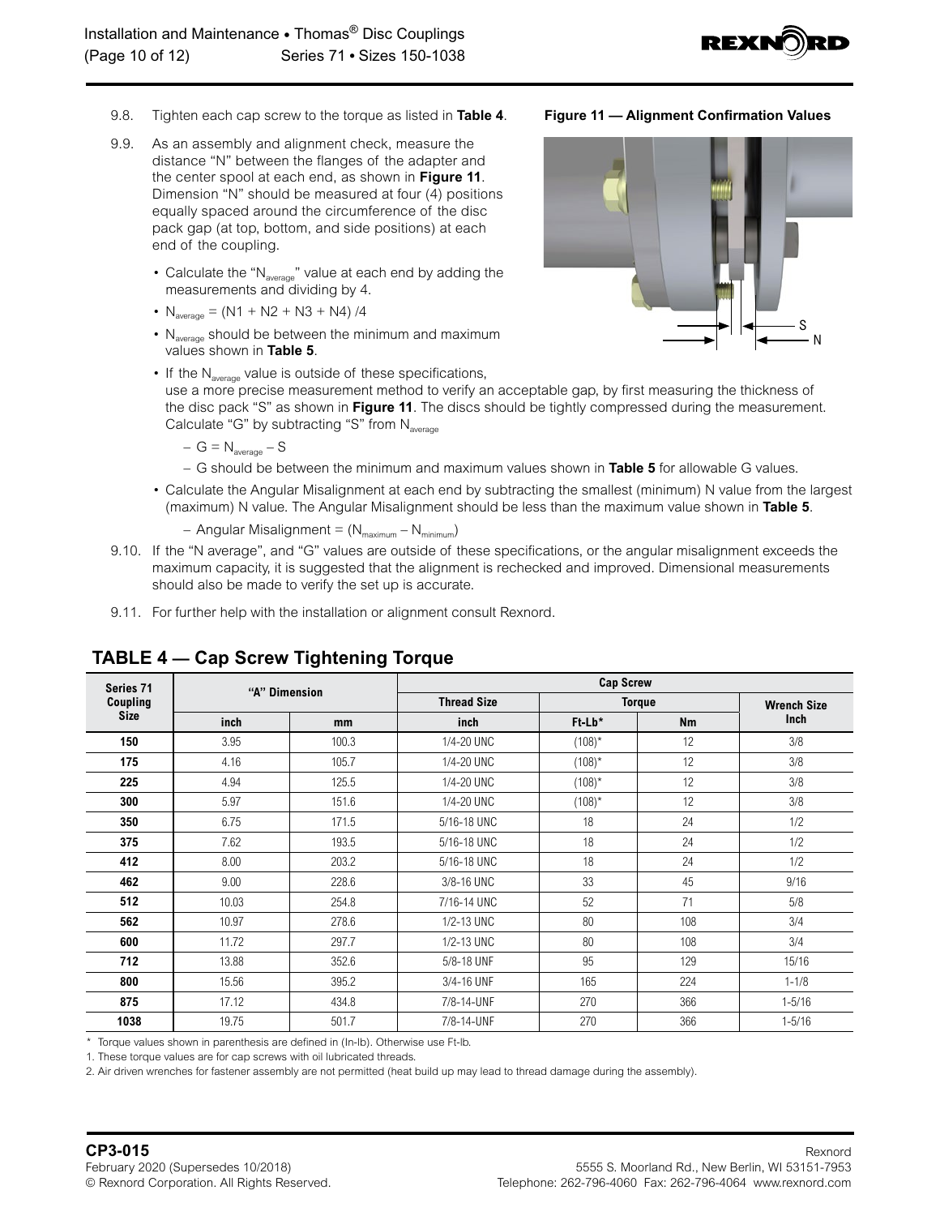9.8. Tighten each cap screw to the torque as listed in **Table 4**.

9.9. As an assembly and alignment check, measure the distance "N" between the flanges of the adapter and the center spool at each end, as shown in **Figure 11**. Dimension "N" should be measured at four (4) positions equally spaced around the circumference of the disc pack gap (at top, bottom, and side positions) at each end of the coupling.

- Calculate the "$N_{average}$" value at each end by adding the measurements and dividing by 4.
- $N_{average} = (N1 + N2 + N3 + N4) / 4$
- $N_{average}$ should be between the minimum and maximum values shown in **Table 5**.
- If the $N_{average}$ value is outside of these specifications, use a more precise measurement method to verify an acceptable gap, by first measuring the thickness of the disc pack "S" as shown in **Figure 11**. The discs should be tightly compressed during the measurement. Calculate "G" by subtracting "S" from $N_{average}$
  - $G = N_{average} - S$
  - G should be between the minimum and maximum values shown in **Table 5** for allowable G values.
- Calculate the Angular Misalignment at each end by subtracting the smallest (minimum) N value from the largest (maximum) N value. The Angular Misalignment should be less than the maximum value shown in **Table 5**.
  - Angular Misalignment = $(N_{maximum} - N_{minimum})$

**Figure 11 — Alignment Confirmation Values**

9.10. If the "N average", and "G" values are outside of these specifications, or the angular misalignment exceeds the maximum capacity, it is suggested that the alignment is rechecked and improved. Dimensional measurements should also be made to verify the set up is accurate.

9.11. For further help with the installation or alignment consult Rexnord.

## TABLE 4 — Cap Screw Tightening Torque

| Series 71 Coupling Size | "A" Dimension | | Cap Screw | | | |
|---|---|---|---|---|---|---|
| | | | Thread Size | Torque | | Wrench Size Inch |
| | inch | mm | inch | Ft-Lb* | Nm | |
| **150** | 3.95 | 100.3 | 1/4-20 UNC | (108)* | 12 | 3/8 |
| **175** | 4.16 | 105.7 | 1/4-20 UNC | (108)* | 12 | 3/8 |
| **225** | 4.94 | 125.5 | 1/4-20 UNC | (108)* | 12 | 3/8 |
| **300** | 5.97 | 151.6 | 1/4-20 UNC | (108)* | 12 | 3/8 |
| **350** | 6.75 | 171.5 | 5/16-18 UNC | 18 | 24 | 1/2 |
| **375** | 7.62 | 193.5 | 5/16-18 UNC | 18 | 24 | 1/2 |
| **412** | 8.00 | 203.2 | 5/16-18 UNC | 18 | 24 | 1/2 |
| **462** | 9.00 | 228.6 | 3/8-16 UNC | 33 | 45 | 9/16 |
| **512** | 10.03 | 254.8 | 7/16-14 UNC | 52 | 71 | 5/8 |
| **562** | 10.97 | 278.6 | 1/2-13 UNC | 80 | 108 | 3/4 |
| **600** | 11.72 | 297.7 | 1/2-13 UNC | 80 | 108 | 3/4 |
| **712** | 13.88 | 352.6 | 5/8-18 UNF | 95 | 129 | 15/16 |
| **800** | 15.56 | 395.2 | 3/4-16 UNF | 165 | 224 | 1-1/8 |
| **875** | 17.12 | 434.8 | 7/8-14-UNF | 270 | 366 | 1-5/16 |
| **1038** | 19.75 | 501.7 | 7/8-14-UNF | 270 | 366 | 1-5/16 |

\* Torque values shown in parenthesis are defined in (In-lb). Otherwise use Ft-lb.

1. These torque values are for cap screws with oil lubricated threads.
2. Air driven wrenches for fastener assembly are not permitted (heat build up may lead to thread damage during the assembly).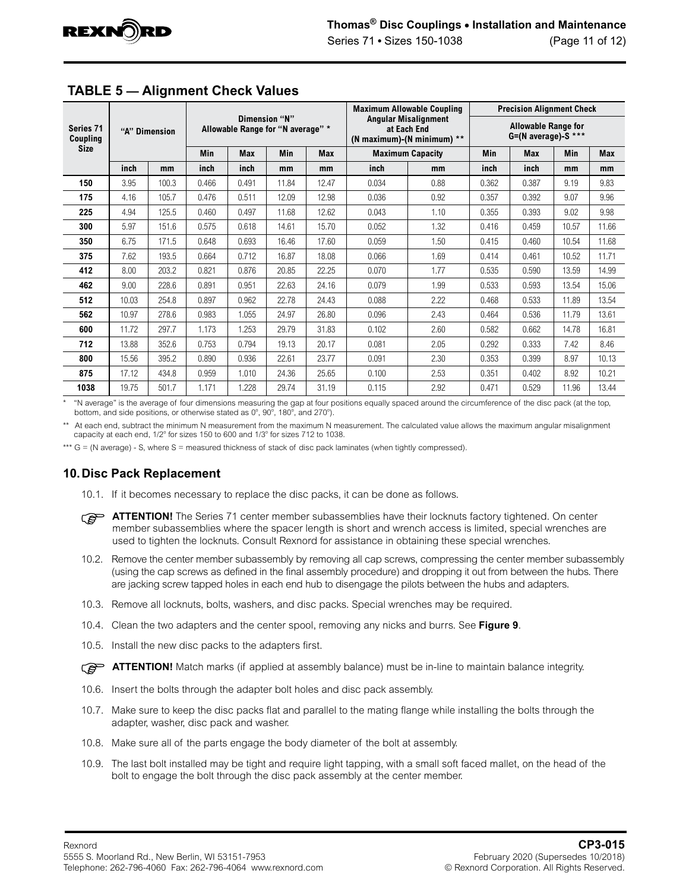## TABLE 5 — Alignment Check Values

| Series 71 Coupling Size | "A" Dimension | | Dimension "N" Allowable Range for "N average" * | | | | Maximum Allowable Coupling Angular Misalignment at Each End (N maximum)-(N minimum) ** | | Precision Alignment Check Allowable Range for G=(N average)-S *** | | | |
|---|---|---|---|---|---|---|---|---|---|---|---|---|
| | | | Min | Max | Min | Max | Maximum Capacity | | Min | Max | Min | Max |
| | inch | mm | inch | inch | mm | mm | inch | mm | inch | inch | mm | mm |
| **150** | 3.95 | 100.3 | 0.466 | 0.491 | 11.84 | 12.47 | 0.034 | 0.88 | 0.362 | 0.387 | 9.19 | 9.83 |
| **175** | 4.16 | 105.7 | 0.476 | 0.511 | 12.09 | 12.98 | 0.036 | 0.92 | 0.357 | 0.392 | 9.07 | 9.96 |
| **225** | 4.94 | 125.5 | 0.460 | 0.497 | 11.68 | 12.62 | 0.043 | 1.10 | 0.355 | 0.393 | 9.02 | 9.98 |
| **300** | 5.97 | 151.6 | 0.575 | 0.618 | 14.61 | 15.70 | 0.052 | 1.32 | 0.416 | 0.459 | 10.57 | 11.66 |
| **350** | 6.75 | 171.5 | 0.648 | 0.693 | 16.46 | 17.60 | 0.059 | 1.50 | 0.415 | 0.460 | 10.54 | 11.68 |
| **375** | 7.62 | 193.5 | 0.664 | 0.712 | 16.87 | 18.08 | 0.066 | 1.69 | 0.414 | 0.461 | 10.52 | 11.71 |
| **412** | 8.00 | 203.2 | 0.821 | 0.876 | 20.85 | 22.25 | 0.070 | 1.77 | 0.535 | 0.590 | 13.59 | 14.99 |
| **462** | 9.00 | 228.6 | 0.891 | 0.951 | 22.63 | 24.16 | 0.079 | 1.99 | 0.533 | 0.593 | 13.54 | 15.06 |
| **512** | 10.03 | 254.8 | 0.897 | 0.962 | 22.78 | 24.43 | 0.088 | 2.22 | 0.468 | 0.533 | 11.89 | 13.54 |
| **562** | 10.97 | 278.6 | 0.983 | 1.055 | 24.97 | 26.80 | 0.096 | 2.43 | 0.464 | 0.536 | 11.79 | 13.61 |
| **600** | 11.72 | 297.7 | 1.173 | 1.253 | 29.79 | 31.83 | 0.102 | 2.60 | 0.582 | 0.662 | 14.78 | 16.81 |
| **712** | 13.88 | 352.6 | 0.753 | 0.794 | 19.13 | 20.17 | 0.081 | 2.05 | 0.292 | 0.333 | 7.42 | 8.46 |
| **800** | 15.56 | 395.2 | 0.890 | 0.936 | 22.61 | 23.77 | 0.091 | 2.30 | 0.353 | 0.399 | 8.97 | 10.13 |
| **875** | 17.12 | 434.8 | 0.959 | 1.010 | 24.36 | 25.65 | 0.100 | 2.53 | 0.351 | 0.402 | 8.92 | 10.21 |
| **1038** | 19.75 | 501.7 | 1.171 | 1.228 | 29.74 | 31.19 | 0.115 | 2.92 | 0.471 | 0.529 | 11.96 | 13.44 |

\* "N average" is the average of four dimensions measuring the gap at four positions equally spaced around the circumference of the disc pack (at the top, bottom, and side positions, or otherwise stated as 0°, 90°, 180°, and 270°).

\*\* At each end, subtract the minimum N measurement from the maximum N measurement. The calculated value allows the maximum angular misalignment capacity at each end, 1/2° for sizes 150 to 600 and 1/3° for sizes 712 to 1038.

\*\*\* G = (N average) - S, where S = measured thickness of stack of disc pack laminates (when tightly compressed).

## 10. Disc Pack Replacement

10.1. If it becomes necessary to replace the disc packs, it can be done as follows.

**ATTENTION!** The Series 71 center member subassemblies have their locknuts factory tightened. On center member subassemblies where the spacer length is short and wrench access is limited, special wrenches are used to tighten the locknuts. Consult Rexnord for assistance in obtaining these special wrenches.

10.2. Remove the center member subassembly by removing all cap screws, compressing the center member subassembly (using the cap screws as defined in the final assembly procedure) and dropping it out from between the hubs. There are jacking screw tapped holes in each end hub to disengage the pilots between the hubs and adapters.

10.3. Remove all locknuts, bolts, washers, and disc packs. Special wrenches may be required.

10.4. Clean the two adapters and the center spool, removing any nicks and burrs. See **Figure 9**.

10.5. Install the new disc packs to the adapters first.

**ATTENTION!** Match marks (if applied at assembly balance) must be in-line to maintain balance integrity.

10.6. Insert the bolts through the adapter bolt holes and disc pack assembly.

10.7. Make sure to keep the disc packs flat and parallel to the mating flange while installing the bolts through the adapter, washer, disc pack and washer.

10.8. Make sure all of the parts engage the body diameter of the bolt at assembly.

10.9. The last bolt installed may be tight and require light tapping, with a small soft faced mallet, on the head of the bolt to engage the bolt through the disc pack assembly at the center member.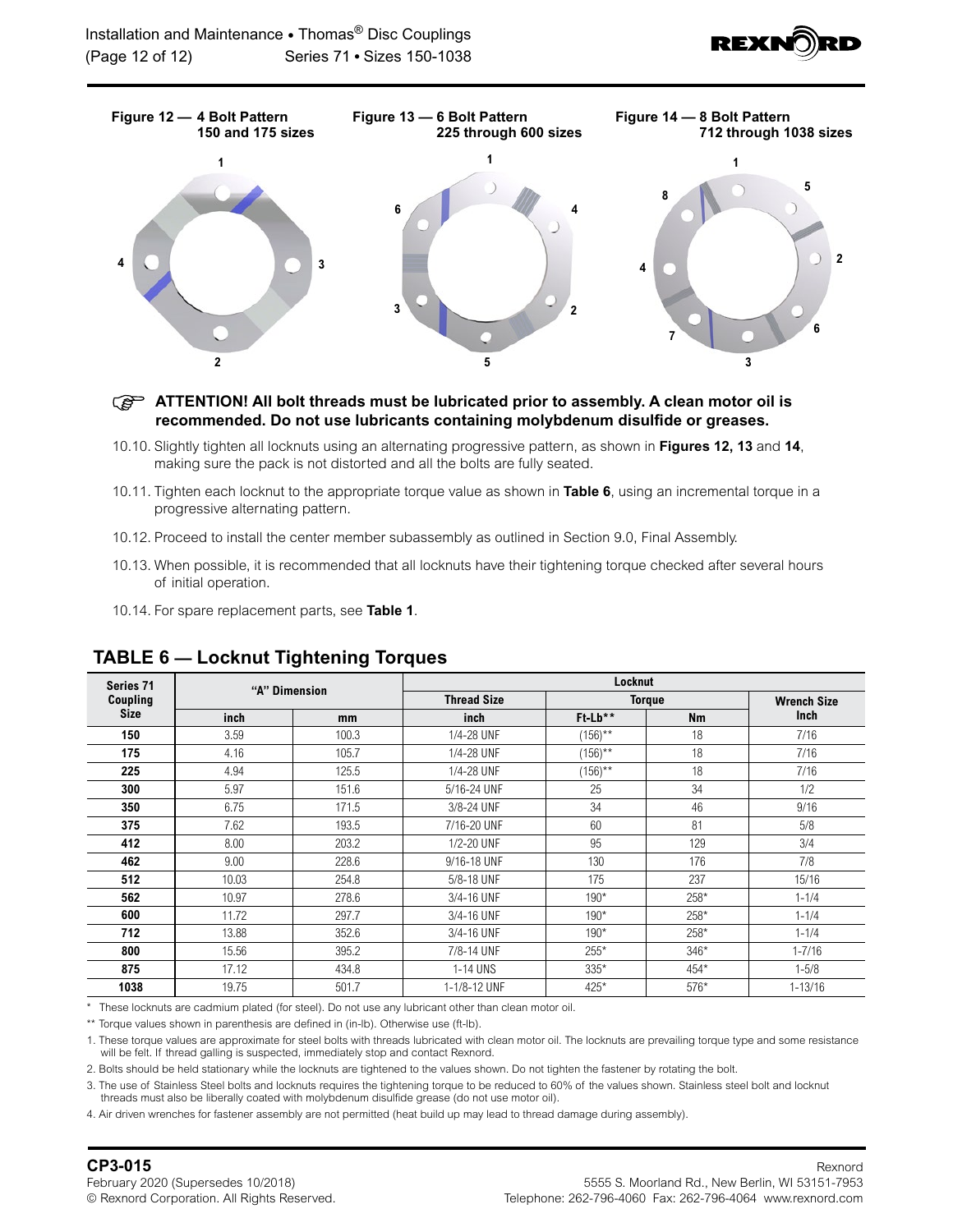Figure 12 — 4 Bolt Pattern 150 and 175 sizes

1

4

3

2

Figure 13 — 6 Bolt Pattern 225 through 600 sizes

1

6

4

3

2

5

Figure 14 — 8 Bolt Pattern 712 through 1038 sizes

1

8

5

4

2

7

6

3

☞ **ATTENTION! All bolt threads must be lubricated prior to assembly. A clean motor oil is recommended. Do not use lubricants containing molybdenum disulfide or greases.**

10.10. Slightly tighten all locknuts using an alternating progressive pattern, as shown in **Figures 12, 13** and **14**, making sure the pack is not distorted and all the bolts are fully seated.

10.11. Tighten each locknut to the appropriate torque value as shown in **Table 6**, using an incremental torque in a progressive alternating pattern.

10.12. Proceed to install the center member subassembly as outlined in Section 9.0, Final Assembly.

10.13. When possible, it is recommended that all locknuts have their tightening torque checked after several hours of initial operation.

10.14. For spare replacement parts, see **Table 1**.

## TABLE 6 — Locknut Tightening Torques

| Series 71 Coupling Size | "A" Dimension | | Locknut | | | |
|---|---|---|---|---|---|---|
| | | | Thread Size | Torque | | Wrench Size Inch |
| | inch | mm | inch | Ft-Lb** | Nm | |
| **150** | 3.59 | 100.3 | 1/4-28 UNF | (156)** | 18 | 7/16 |
| **175** | 4.16 | 105.7 | 1/4-28 UNF | (156)** | 18 | 7/16 |
| **225** | 4.94 | 125.5 | 1/4-28 UNF | (156)** | 18 | 7/16 |
| **300** | 5.97 | 151.6 | 5/16-24 UNF | 25 | 34 | 1/2 |
| **350** | 6.75 | 171.5 | 3/8-24 UNF | 34 | 46 | 9/16 |
| **375** | 7.62 | 193.5 | 7/16-20 UNF | 60 | 81 | 5/8 |
| **412** | 8.00 | 203.2 | 1/2-20 UNF | 95 | 129 | 3/4 |
| **462** | 9.00 | 228.6 | 9/16-18 UNF | 130 | 176 | 7/8 |
| **512** | 10.03 | 254.8 | 5/8-18 UNF | 175 | 237 | 15/16 |
| **562** | 10.97 | 278.6 | 3/4-16 UNF | 190* | 258* | 1-1/4 |
| **600** | 11.72 | 297.7 | 3/4-16 UNF | 190* | 258* | 1-1/4 |
| **712** | 13.88 | 352.6 | 3/4-16 UNF | 190* | 258* | 1-1/4 |
| **800** | 15.56 | 395.2 | 7/8-14 UNF | 255* | 346* | 1-7/16 |
| **875** | 17.12 | 434.8 | 1-14 UNS | 335* | 454* | 1-5/8 |
| **1038** | 19.75 | 501.7 | 1-1/8-12 UNF | 425* | 576* | 1-13/16 |

\* These locknuts are cadmium plated (for steel). Do not use any lubricant other than clean motor oil.

** Torque values shown in parenthesis are defined in (in-lb). Otherwise use (ft-lb).

1. These torque values are approximate for steel bolts with threads lubricated with clean motor oil. The locknuts are prevailing torque type and some resistance will be felt. If thread galling is suspected, immediately stop and contact Rexnord.
2. Bolts should be held stationary while the locknuts are tightened to the values shown. Do not tighten the fastener by rotating the bolt.
3. The use of Stainless Steel bolts and locknuts requires the tightening torque to be reduced to 60% of the values shown. Stainless steel bolt and locknut threads must also be liberally coated with molybdenum disulfide grease (do not use motor oil).
4. Air driven wrenches for fastener assembly are not permitted (heat build up may lead to thread damage during assembly).